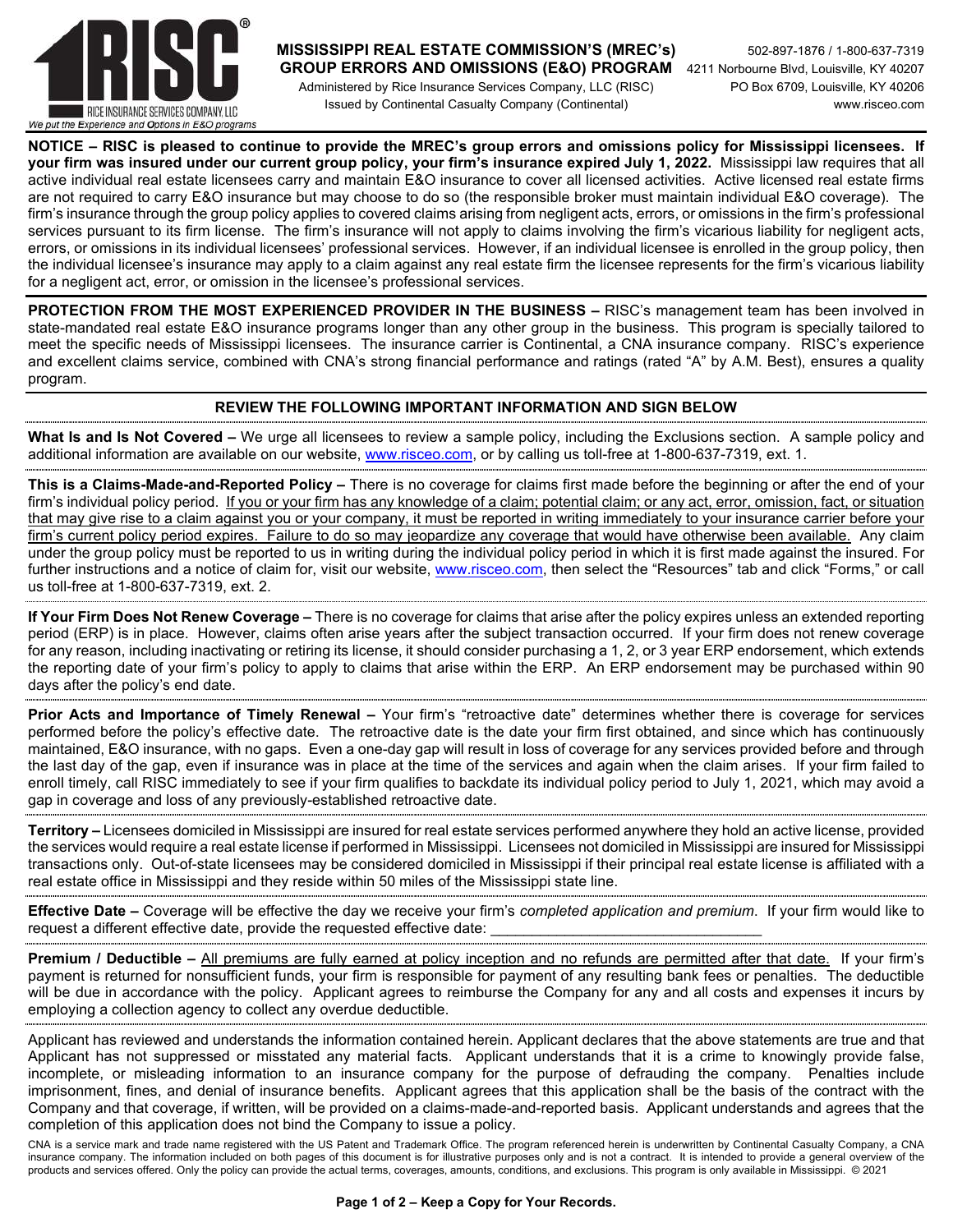**RISC®** RICE INSURANCE SERVICES COMPANY, LLC
*We put the Experience and Options in E&O programs*

# MISSISSIPPI REAL ESTATE COMMISSION'S (MREC's) GROUP ERRORS AND OMISSIONS (E&O) PROGRAM

Administered by Rice Insurance Services Company, LLC (RISC)
Issued by Continental Casualty Company (Continental)

502-897-1876 / 1-800-637-7319
4211 Norbourne Blvd, Louisville, KY 40207
PO Box 6709, Louisville, KY 40206
www.risceo.com

**NOTICE – RISC is pleased to continue to provide the MREC's group errors and omissions policy for Mississippi licensees. If your firm was insured under our current group policy, your firm's insurance expired July 1, 2022.** Mississippi law requires that all active individual real estate licensees carry and maintain E&O insurance to cover all licensed activities. Active licensed real estate firms are not required to carry E&O insurance but may choose to do so (the responsible broker must maintain individual E&O coverage). The firm's insurance through the group policy applies to covered claims arising from negligent acts, errors, or omissions in the firm's professional services pursuant to its firm license. The firm's insurance will not apply to claims involving the firm's vicarious liability for negligent acts, errors, or omissions in its individual licensees' professional services. However, if an individual licensee is enrolled in the group policy, then the individual licensee's insurance may apply to a claim against any real estate firm the licensee represents for the firm's vicarious liability for a negligent act, error, or omission in the licensee's professional services.

**PROTECTION FROM THE MOST EXPERIENCED PROVIDER IN THE BUSINESS –** RISC's management team has been involved in state-mandated real estate E&O insurance programs longer than any other group in the business. This program is specially tailored to meet the specific needs of Mississippi licensees. The insurance carrier is Continental, a CNA insurance company. RISC's experience and excellent claims service, combined with CNA's strong financial performance and ratings (rated "A" by A.M. Best), ensures a quality program.

## REVIEW THE FOLLOWING IMPORTANT INFORMATION AND SIGN BELOW

**What Is and Is Not Covered –** We urge all licensees to review a sample policy, including the Exclusions section. A sample policy and additional information are available on our website, www.risceo.com, or by calling us toll-free at 1-800-637-7319, ext. 1.

**This is a Claims-Made-and-Reported Policy –** There is no coverage for claims first made before the beginning or after the end of your firm's individual policy period. If you or your firm has any knowledge of a claim; potential claim; or any act, error, omission, fact, or situation that may give rise to a claim against you or your company, it must be reported in writing immediately to your insurance carrier before your firm's current policy period expires. Failure to do so may jeopardize any coverage that would have otherwise been available. Any claim under the group policy must be reported to us in writing during the individual policy period in which it is first made against the insured. For further instructions and a notice of claim for, visit our website, www.risceo.com, then select the "Resources" tab and click "Forms," or call us toll-free at 1-800-637-7319, ext. 2.

**If Your Firm Does Not Renew Coverage –** There is no coverage for claims that arise after the policy expires unless an extended reporting period (ERP) is in place. However, claims often arise years after the subject transaction occurred. If your firm does not renew coverage for any reason, including inactivating or retiring its license, it should consider purchasing a 1, 2, or 3 year ERP endorsement, which extends the reporting date of your firm's policy to apply to claims that arise within the ERP. An ERP endorsement may be purchased within 90 days after the policy's end date.

**Prior Acts and Importance of Timely Renewal –** Your firm's "retroactive date" determines whether there is coverage for services performed before the policy's effective date. The retroactive date is the date your firm first obtained, and since which has continuously maintained, E&O insurance, with no gaps. Even a one-day gap will result in loss of coverage for any services provided before and through the last day of the gap, even if insurance was in place at the time of the services and again when the claim arises. If your firm failed to enroll timely, call RISC immediately to see if your firm qualifies to backdate its individual policy period to July 1, 2021, which may avoid a gap in coverage and loss of any previously-established retroactive date.

**Territory –** Licensees domiciled in Mississippi are insured for real estate services performed anywhere they hold an active license, provided the services would require a real estate license if performed in Mississippi. Licensees not domiciled in Mississippi are insured for Mississippi transactions only. Out-of-state licensees may be considered domiciled in Mississippi if their principal real estate license is affiliated with a real estate office in Mississippi and they reside within 50 miles of the Mississippi state line.

**Effective Date –** Coverage will be effective the day we receive your firm's *completed application and premium*. If your firm would like to request a different effective date, provide the requested effective date: ________________________________

**Premium / Deductible –** All premiums are fully earned at policy inception and no refunds are permitted after that date. If your firm's payment is returned for nonsufficient funds, your firm is responsible for payment of any resulting bank fees or penalties. The deductible will be due in accordance with the policy. Applicant agrees to reimburse the Company for any and all costs and expenses it incurs by employing a collection agency to collect any overdue deductible.

Applicant has reviewed and understands the information contained herein. Applicant declares that the above statements are true and that Applicant has not suppressed or misstated any material facts. Applicant understands that it is a crime to knowingly provide false, incomplete, or misleading information to an insurance company for the purpose of defrauding the company. Penalties include imprisonment, fines, and denial of insurance benefits. Applicant agrees that this application shall be the basis of the contract with the Company and that coverage, if written, will be provided on a claims-made-and-reported basis. Applicant understands and agrees that the completion of this application does not bind the Company to issue a policy.

CNA is a service mark and trade name registered with the US Patent and Trademark Office. The program referenced herein is underwritten by Continental Casualty Company, a CNA insurance company. The information included on both pages of this document is for illustrative purposes only and is not a contract. It is intended to provide a general overview of the products and services offered. Only the policy can provide the actual terms, coverages, amounts, conditions, and exclusions. This program is only available in Mississippi. © 2021

**Keep a Copy for Your Records.**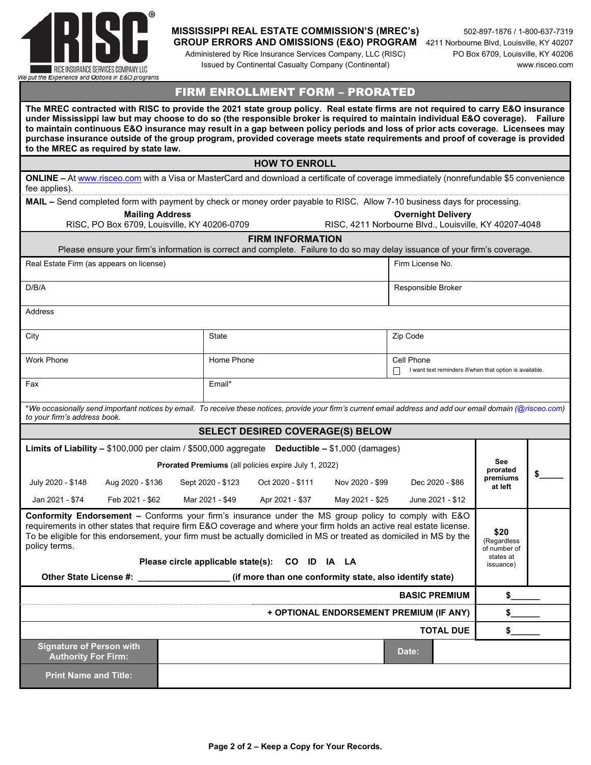RISC®
RICE INSURANCE SERVICES COMPANY, LLC
*We put the Experience and Options in E&O programs*

**MISSISSIPPI REAL ESTATE COMMISSION'S (MREC's)**
**GROUP ERRORS AND OMISSIONS (E&O) PROGRAM**
Administered by Rice Insurance Services Company, LLC (RISC)
Issued by Continental Casualty Company (Continental)

502-897-1876 / 1-800-637-7319
4211 Norbourne Blvd, Louisville, KY 40207
PO Box 6709, Louisville, KY 40206
www.risceo.com

# FIRM ENROLLMENT FORM – PRORATED

**The MREC contracted with RISC to provide the 2021 state group policy. Real estate firms are not required to carry E&O insurance under Mississippi law but may choose to do so (the responsible broker is required to maintain individual E&O coverage). Failure to maintain continuous E&O insurance may result in a gap between policy periods and loss of prior acts coverage. Licensees may purchase insurance outside of the group program, provided coverage meets state requirements and proof of coverage is provided to the MREC as required by state law.**

## HOW TO ENROLL

**ONLINE –** At www.risceo.com with a Visa or MasterCard and download a certificate of coverage immediately (nonrefundable $5 convenience fee applies).

**MAIL –** Send completed form with payment by check or money order payable to RISC. Allow 7-10 business days for processing.

| **Mailing Address** | **Overnight Delivery** |
|---|---|
| RISC, PO Box 6709, Louisville, KY 40206-0709 | RISC, 4211 Norbourne Blvd., Louisville, KY 40207-4048 |

## FIRM INFORMATION

Please ensure your firm's information is correct and complete. Failure to do so may delay issuance of your firm's coverage.

| | | |
|---|---|---|
| Real Estate Firm (as appears on license) | | Firm License No. |
| D/B/A | | Responsible Broker |
| Address | | |
| City | State | Zip Code |
| Work Phone | Home Phone | Cell Phone ☐ I want text reminders if/when that option is available. |
| Fax | Email* | |

**We occasionally send important notices by email. To receive these notices, provide your firm's current email address and add our email domain (@risceo.com) to your firm's address book.*

## SELECT DESIRED COVERAGE(S) BELOW

**Limits of Liability –** $100,000 per claim / $500,000 aggregate **Deductible –** $1,000 (damages)

**Prorated Premiums** (all policies expire July 1, 2022)

| | | | | | |
|---|---|---|---|---|---|
| July 2020 - $148 | Aug 2020 - $136 | Sept 2020 - $123 | Oct 2020 - $111 | Nov 2020 - $99 | Dec 2020 - $86 |
| Jan 2021 - $74 | Feb 2021 - $62 | Mar 2021 - $49 | Apr 2021 - $37 | May 2021 - $25 | June 2021 - $12 |

**See prorated premiums at left** $_____

**Conformity Endorsement –** Conforms your firm's insurance under the MS group policy to comply with E&O requirements in other states that require firm E&O coverage and where your firm holds an active real estate license. To be eligible for this endorsement, your firm must be actually domiciled in MS or treated as domiciled in MS by the policy terms.

**Please circle applicable state(s): CO ID IA LA**

**Other State License #:** __________________ **(if more than one conformity state, also identify state)**

**$20** (Regardless of number of states at issuance)

| | |
|---|---|
| **BASIC PREMIUM** | $______ |
| **+ OPTIONAL ENDORSEMENT PREMIUM (IF ANY)** | $______ |
| **TOTAL DUE** | $______ |

| | | | |
|---|---|---|---|
| **Signature of Person with Authority For Firm:** | | **Date:** | |
| **Print Name and Title:** | | | |

**Page 2 of 2 – Keep a Copy for Your Records.**